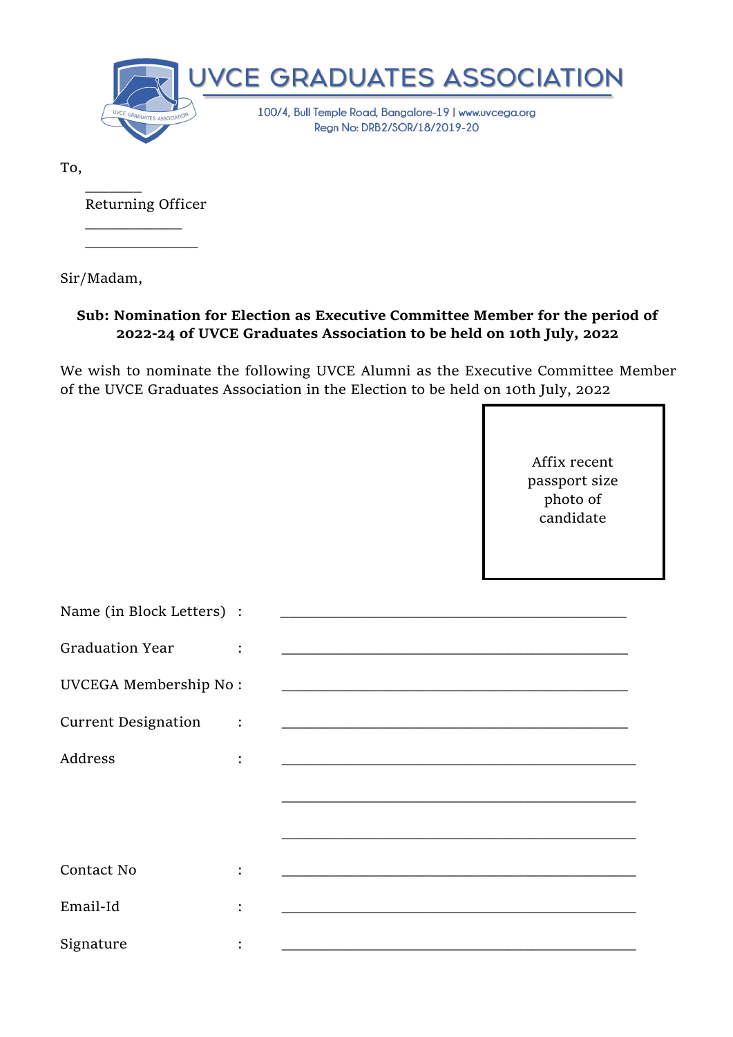# UVCE GRADUATES ASSOCIATION

100/4, Bull Temple Road, Bangalore-19 | www.uvcega.org
Regn No: DRB2/SOR/18/2019-20

To,

_______
Returning Officer
____________
______________

Sir/Madam,

**Sub: Nomination for Election as Executive Committee Member for the period of 2022-24 of UVCE Graduates Association to be held on 10th July, 2022**

We wish to nominate the following UVCE Alumni as the Executive Committee Member of the UVCE Graduates Association in the Election to be held on 10th July, 2022

Affix recent passport size photo of candidate

Name (in Block Letters) : ________________________________________

Graduation Year : ________________________________________

UVCEGA Membership No : ________________________________________

Current Designation : ________________________________________

Address : ________________________________________

________________________________________

________________________________________

Contact No : ________________________________________

Email-Id : ________________________________________

Signature : ________________________________________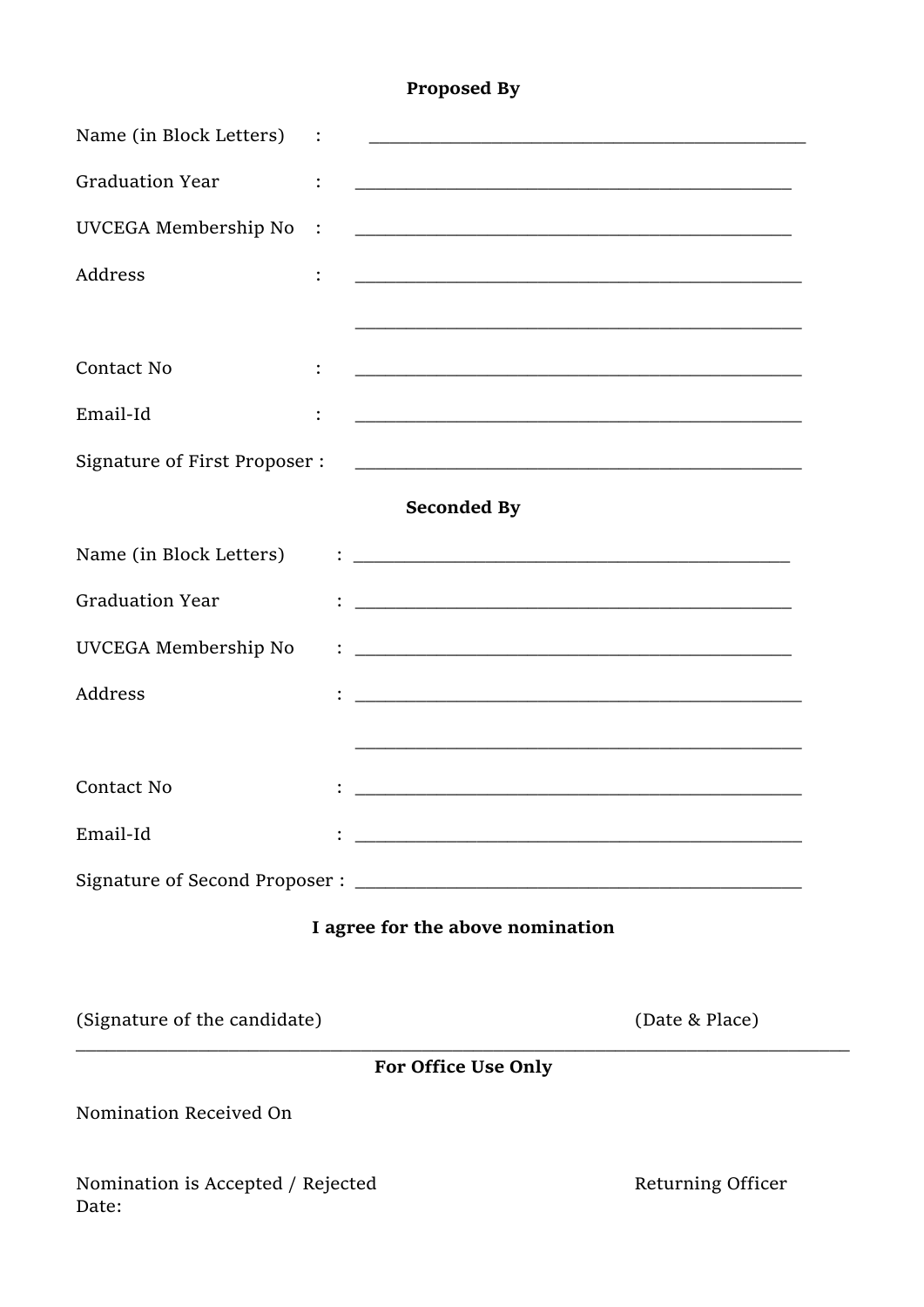**Proposed By**

Name (in Block Letters) : ______________________________________________

Graduation Year : ______________________________________________

UVCEGA Membership No : ______________________________________________

Address : ______________________________________________

______________________________________________

Contact No : ______________________________________________

Email-Id : ______________________________________________

Signature of First Proposer : ______________________________________________

**Seconded By**

Name (in Block Letters) : ______________________________________________

Graduation Year : ______________________________________________

UVCEGA Membership No : ______________________________________________

Address : ______________________________________________

______________________________________________

Contact No : ______________________________________________

Email-Id : ______________________________________________

Signature of Second Proposer : ______________________________________________

**I agree for the above nomination**

(Signature of the candidate) (Date & Place)

---

**For Office Use Only**

Nomination Received On

Nomination is Accepted / Rejected Returning Officer

Date: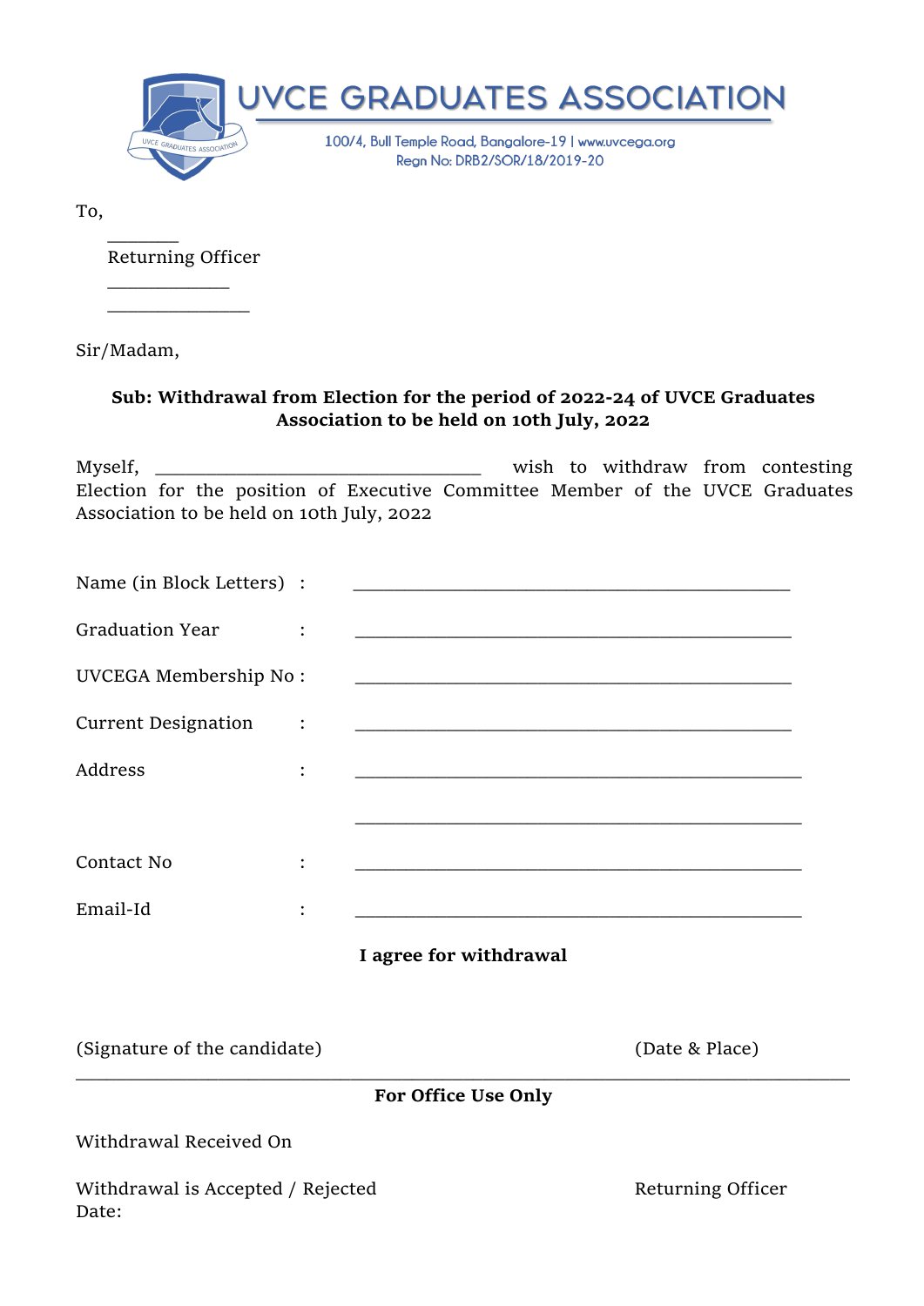# UVCE GRADUATES ASSOCIATION

100/4, Bull Temple Road, Bangalore-19 | www.uvcega.org
Regn No: DRB2/SOR/18/2019-20

To,

_______
Returning Officer
____________
______________

Sir/Madam,

**Sub: Withdrawal from Election for the period of 2022-24 of UVCE Graduates Association to be held on 10th July, 2022**

Myself, ________________________________ wish to withdraw from contesting Election for the position of Executive Committee Member of the UVCE Graduates Association to be held on 10th July, 2022

Name (in Block Letters) : ___________________________________________

Graduation Year : ___________________________________________

UVCEGA Membership No : ___________________________________________

Current Designation : ___________________________________________

Address : ___________________________________________

___________________________________________

Contact No : ___________________________________________

Email-Id : ___________________________________________

**I agree for withdrawal**

(Signature of the candidate) (Date & Place)

---

**For Office Use Only**

Withdrawal Received On

Withdrawal is Accepted / Rejected Returning Officer
Date: